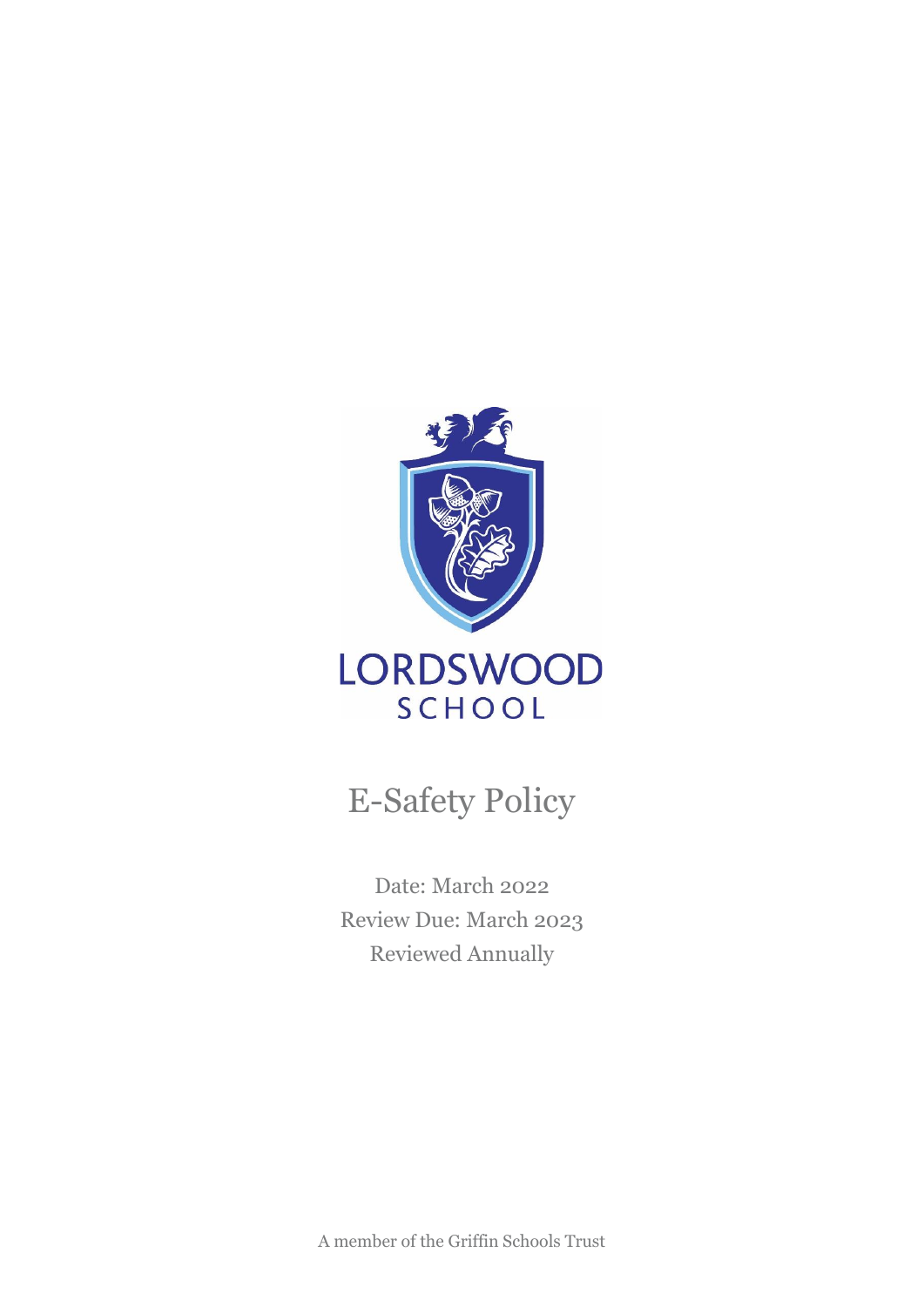LORDSWOOD
SCHOOL

# E-Safety Policy

Date: March 2022
Review Due: March 2023
Reviewed Annually

A member of the Griffin Schools Trust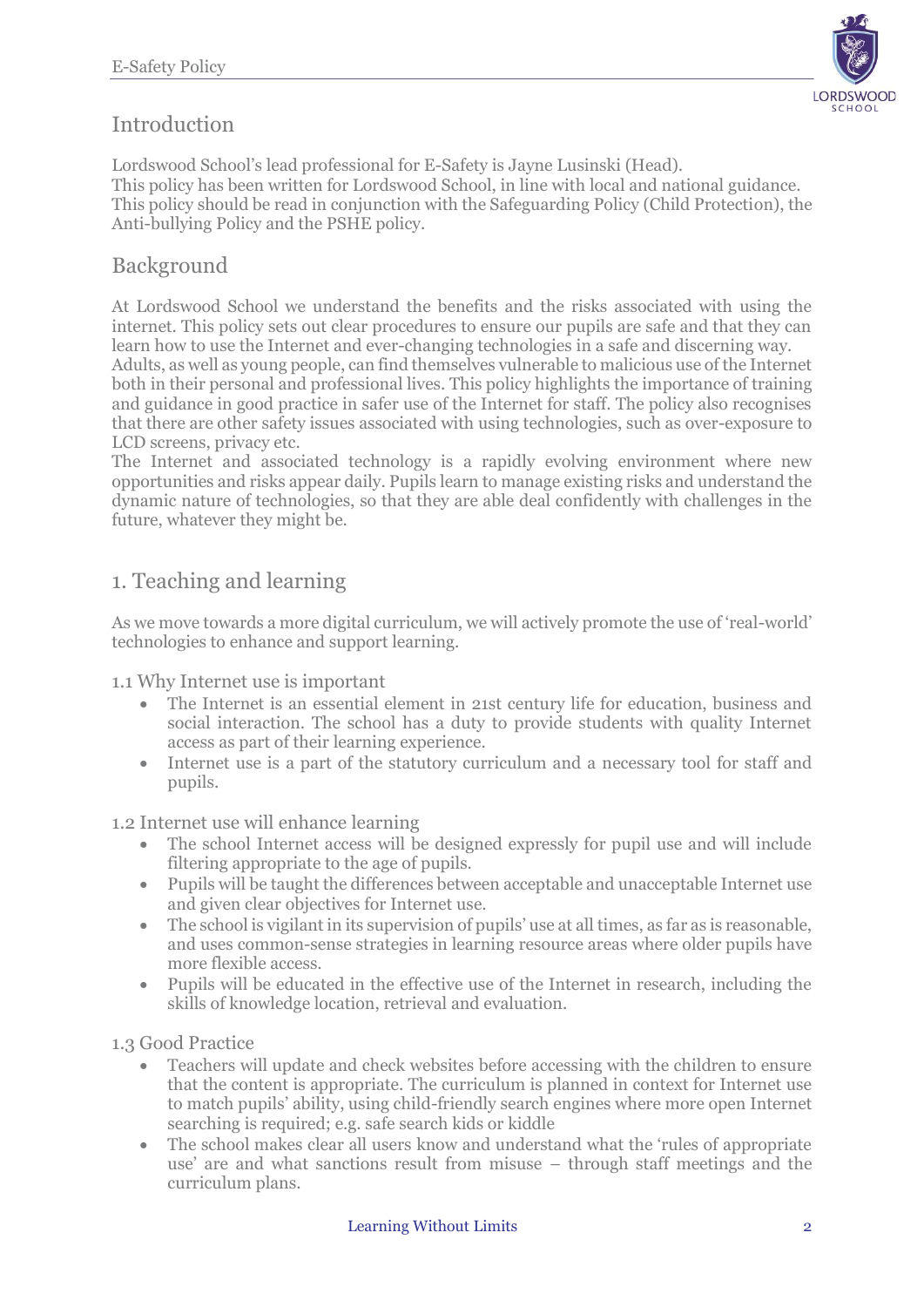## Introduction

Lordswood School's lead professional for E-Safety is Jayne Lusinski (Head).
This policy has been written for Lordswood School, in line with local and national guidance.
This policy should be read in conjunction with the Safeguarding Policy (Child Protection), the Anti-bullying Policy and the PSHE policy.

## Background

At Lordswood School we understand the benefits and the risks associated with using the internet. This policy sets out clear procedures to ensure our pupils are safe and that they can learn how to use the Internet and ever-changing technologies in a safe and discerning way.
Adults, as well as young people, can find themselves vulnerable to malicious use of the Internet both in their personal and professional lives. This policy highlights the importance of training and guidance in good practice in safer use of the Internet for staff. The policy also recognises that there are other safety issues associated with using technologies, such as over-exposure to LCD screens, privacy etc.
The Internet and associated technology is a rapidly evolving environment where new opportunities and risks appear daily. Pupils learn to manage existing risks and understand the dynamic nature of technologies, so that they are able deal confidently with challenges in the future, whatever they might be.

## 1. Teaching and learning

As we move towards a more digital curriculum, we will actively promote the use of 'real-world' technologies to enhance and support learning.

### 1.1 Why Internet use is important

- The Internet is an essential element in 21st century life for education, business and social interaction. The school has a duty to provide students with quality Internet access as part of their learning experience.
- Internet use is a part of the statutory curriculum and a necessary tool for staff and pupils.

### 1.2 Internet use will enhance learning

- The school Internet access will be designed expressly for pupil use and will include filtering appropriate to the age of pupils.
- Pupils will be taught the differences between acceptable and unacceptable Internet use and given clear objectives for Internet use.
- The school is vigilant in its supervision of pupils' use at all times, as far as is reasonable, and uses common-sense strategies in learning resource areas where older pupils have more flexible access.
- Pupils will be educated in the effective use of the Internet in research, including the skills of knowledge location, retrieval and evaluation.

### 1.3 Good Practice

- Teachers will update and check websites before accessing with the children to ensure that the content is appropriate. The curriculum is planned in context for Internet use to match pupils' ability, using child-friendly search engines where more open Internet searching is required; e.g. safe search kids or kiddle
- The school makes clear all users know and understand what the 'rules of appropriate use' are and what sanctions result from misuse – through staff meetings and the curriculum plans.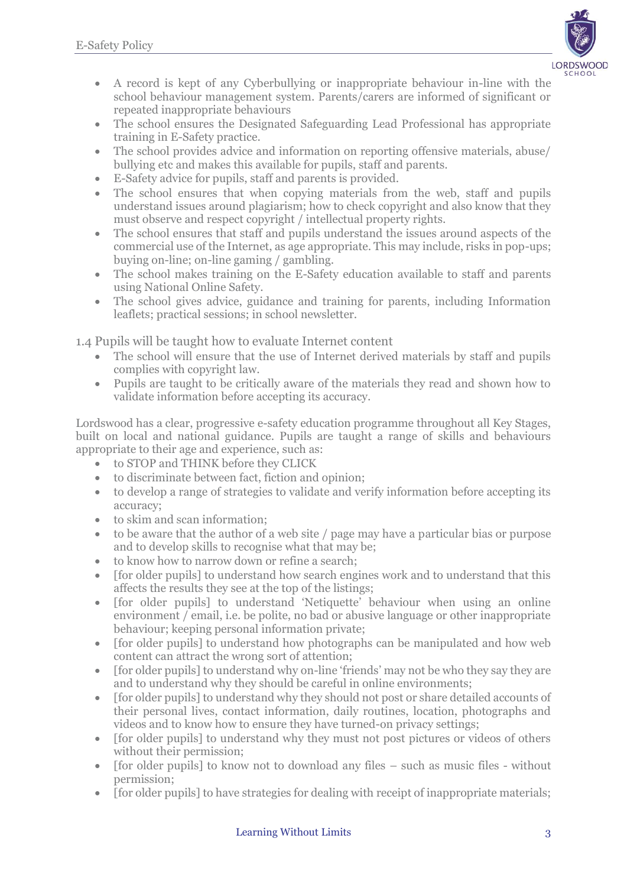- A record is kept of any Cyberbullying or inappropriate behaviour in-line with the school behaviour management system. Parents/carers are informed of significant or repeated inappropriate behaviours
- The school ensures the Designated Safeguarding Lead Professional has appropriate training in E-Safety practice.
- The school provides advice and information on reporting offensive materials, abuse/ bullying etc and makes this available for pupils, staff and parents.
- E-Safety advice for pupils, staff and parents is provided.
- The school ensures that when copying materials from the web, staff and pupils understand issues around plagiarism; how to check copyright and also know that they must observe and respect copyright / intellectual property rights.
- The school ensures that staff and pupils understand the issues around aspects of the commercial use of the Internet, as age appropriate. This may include, risks in pop-ups; buying on-line; on-line gaming / gambling.
- The school makes training on the E-Safety education available to staff and parents using National Online Safety.
- The school gives advice, guidance and training for parents, including Information leaflets; practical sessions; in school newsletter.

## 1.4 Pupils will be taught how to evaluate Internet content

- The school will ensure that the use of Internet derived materials by staff and pupils complies with copyright law.
- Pupils are taught to be critically aware of the materials they read and shown how to validate information before accepting its accuracy.

Lordswood has a clear, progressive e-safety education programme throughout all Key Stages, built on local and national guidance. Pupils are taught a range of skills and behaviours appropriate to their age and experience, such as:

- to STOP and THINK before they CLICK
- to discriminate between fact, fiction and opinion;
- to develop a range of strategies to validate and verify information before accepting its accuracy;
- to skim and scan information;
- to be aware that the author of a web site / page may have a particular bias or purpose and to develop skills to recognise what that may be;
- to know how to narrow down or refine a search;
- [for older pupils] to understand how search engines work and to understand that this affects the results they see at the top of the listings;
- [for older pupils] to understand 'Netiquette' behaviour when using an online environment / email, i.e. be polite, no bad or abusive language or other inappropriate behaviour; keeping personal information private;
- [for older pupils] to understand how photographs can be manipulated and how web content can attract the wrong sort of attention;
- [for older pupils] to understand why on-line 'friends' may not be who they say they are and to understand why they should be careful in online environments;
- [for older pupils] to understand why they should not post or share detailed accounts of their personal lives, contact information, daily routines, location, photographs and videos and to know how to ensure they have turned-on privacy settings;
- [for older pupils] to understand why they must not post pictures or videos of others without their permission;
- [for older pupils] to know not to download any files – such as music files - without permission;
- [for older pupils] to have strategies for dealing with receipt of inappropriate materials;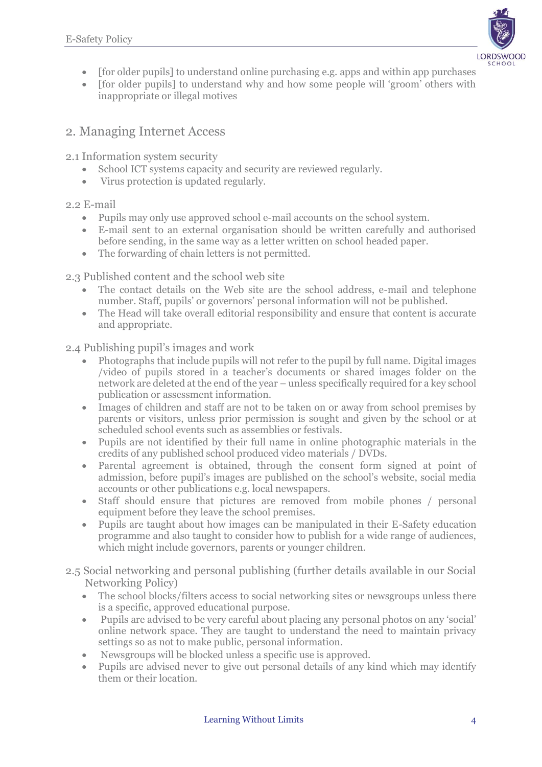- [for older pupils] to understand online purchasing e.g. apps and within app purchases
- [for older pupils] to understand why and how some people will 'groom' others with inappropriate or illegal motives

## 2. Managing Internet Access

### 2.1 Information system security

- School ICT systems capacity and security are reviewed regularly.
- Virus protection is updated regularly.

### 2.2 E-mail

- Pupils may only use approved school e-mail accounts on the school system.
- E-mail sent to an external organisation should be written carefully and authorised before sending, in the same way as a letter written on school headed paper.
- The forwarding of chain letters is not permitted.

### 2.3 Published content and the school web site

- The contact details on the Web site are the school address, e-mail and telephone number. Staff, pupils' or governors' personal information will not be published.
- The Head will take overall editorial responsibility and ensure that content is accurate and appropriate.

### 2.4 Publishing pupil's images and work

- Photographs that include pupils will not refer to the pupil by full name. Digital images /video of pupils stored in a teacher's documents or shared images folder on the network are deleted at the end of the year – unless specifically required for a key school publication or assessment information.
- Images of children and staff are not to be taken on or away from school premises by parents or visitors, unless prior permission is sought and given by the school or at scheduled school events such as assemblies or festivals.
- Pupils are not identified by their full name in online photographic materials in the credits of any published school produced video materials / DVDs.
- Parental agreement is obtained, through the consent form signed at point of admission, before pupil's images are published on the school's website, social media accounts or other publications e.g. local newspapers.
- Staff should ensure that pictures are removed from mobile phones / personal equipment before they leave the school premises.
- Pupils are taught about how images can be manipulated in their E-Safety education programme and also taught to consider how to publish for a wide range of audiences, which might include governors, parents or younger children.

### 2.5 Social networking and personal publishing (further details available in our Social Networking Policy)

- The school blocks/filters access to social networking sites or newsgroups unless there is a specific, approved educational purpose.
- Pupils are advised to be very careful about placing any personal photos on any 'social' online network space. They are taught to understand the need to maintain privacy settings so as not to make public, personal information.
- Newsgroups will be blocked unless a specific use is approved.
- Pupils are advised never to give out personal details of any kind which may identify them or their location.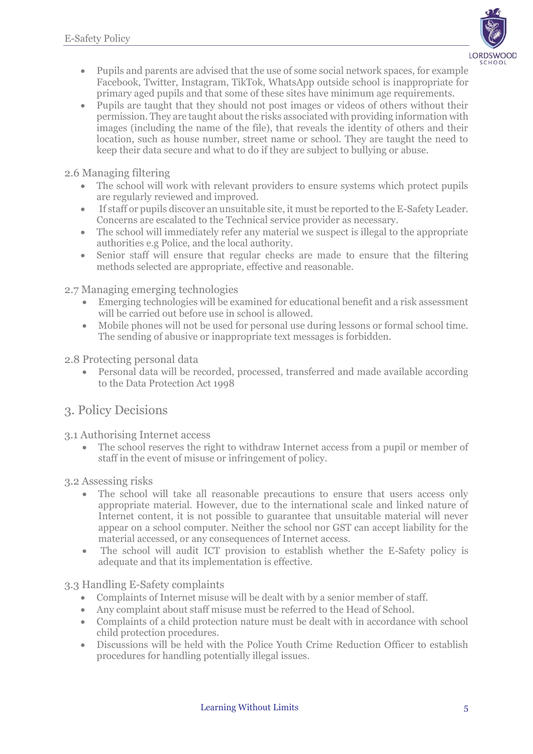- Pupils and parents are advised that the use of some social network spaces, for example Facebook, Twitter, Instagram, TikTok, WhatsApp outside school is inappropriate for primary aged pupils and that some of these sites have minimum age requirements.
- Pupils are taught that they should not post images or videos of others without their permission. They are taught about the risks associated with providing information with images (including the name of the file), that reveals the identity of others and their location, such as house number, street name or school. They are taught the need to keep their data secure and what to do if they are subject to bullying or abuse.

### 2.6 Managing filtering

- The school will work with relevant providers to ensure systems which protect pupils are regularly reviewed and improved.
- If staff or pupils discover an unsuitable site, it must be reported to the E-Safety Leader. Concerns are escalated to the Technical service provider as necessary.
- The school will immediately refer any material we suspect is illegal to the appropriate authorities e.g Police, and the local authority.
- Senior staff will ensure that regular checks are made to ensure that the filtering methods selected are appropriate, effective and reasonable.

### 2.7 Managing emerging technologies

- Emerging technologies will be examined for educational benefit and a risk assessment will be carried out before use in school is allowed.
- Mobile phones will not be used for personal use during lessons or formal school time. The sending of abusive or inappropriate text messages is forbidden.

### 2.8 Protecting personal data

- Personal data will be recorded, processed, transferred and made available according to the Data Protection Act 1998

## 3. Policy Decisions

### 3.1 Authorising Internet access

- The school reserves the right to withdraw Internet access from a pupil or member of staff in the event of misuse or infringement of policy.

### 3.2 Assessing risks

- The school will take all reasonable precautions to ensure that users access only appropriate material. However, due to the international scale and linked nature of Internet content, it is not possible to guarantee that unsuitable material will never appear on a school computer. Neither the school nor GST can accept liability for the material accessed, or any consequences of Internet access.
- The school will audit ICT provision to establish whether the E-Safety policy is adequate and that its implementation is effective.

### 3.3 Handling E-Safety complaints

- Complaints of Internet misuse will be dealt with by a senior member of staff.
- Any complaint about staff misuse must be referred to the Head of School.
- Complaints of a child protection nature must be dealt with in accordance with school child protection procedures.
- Discussions will be held with the Police Youth Crime Reduction Officer to establish procedures for handling potentially illegal issues.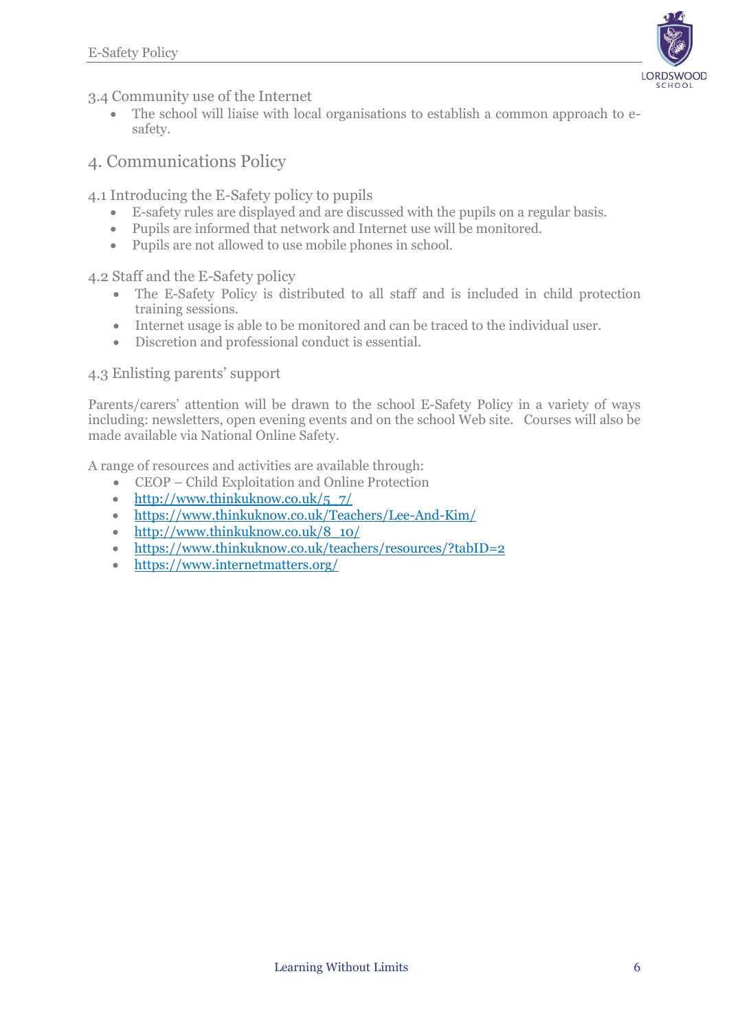### 3.4 Community use of the Internet

- The school will liaise with local organisations to establish a common approach to e-safety.

## 4. Communications Policy

### 4.1 Introducing the E-Safety policy to pupils

- E-safety rules are displayed and are discussed with the pupils on a regular basis.
- Pupils are informed that network and Internet use will be monitored.
- Pupils are not allowed to use mobile phones in school.

### 4.2 Staff and the E-Safety policy

- The E-Safety Policy is distributed to all staff and is included in child protection training sessions.
- Internet usage is able to be monitored and can be traced to the individual user.
- Discretion and professional conduct is essential.

### 4.3 Enlisting parents' support

Parents/carers' attention will be drawn to the school E-Safety Policy in a variety of ways including: newsletters, open evening events and on the school Web site. Courses will also be made available via National Online Safety.

A range of resources and activities are available through:

- CEOP – Child Exploitation and Online Protection
- http://www.thinkuknow.co.uk/5_7/
- https://www.thinkuknow.co.uk/Teachers/Lee-And-Kim/
- http://www.thinkuknow.co.uk/8_10/
- https://www.thinkuknow.co.uk/teachers/resources/?tabID=2
- https://www.internetmatters.org/